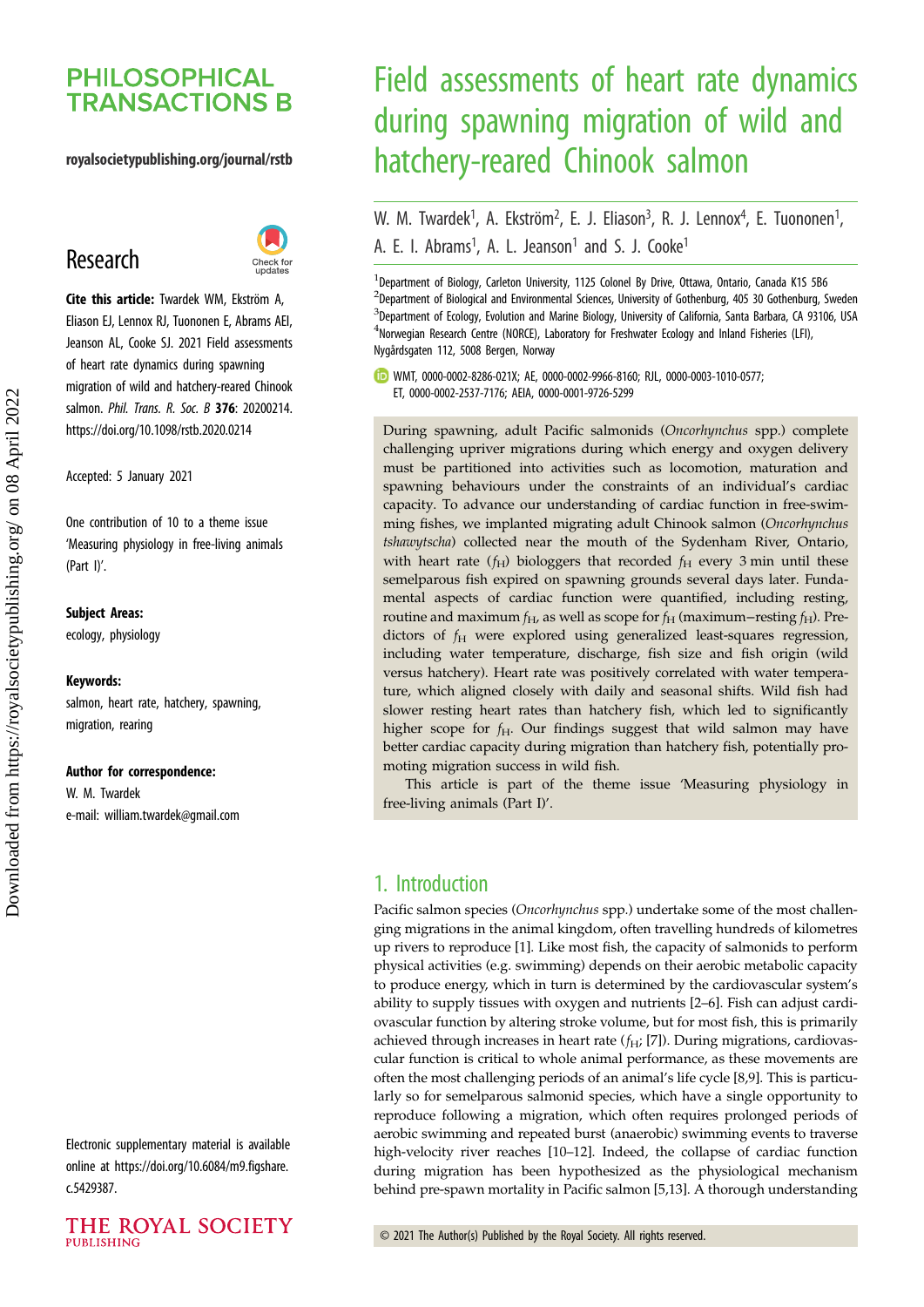# PHILOSOPHICAL TRANSACTIONS B

royalsocietypublishing.org/journal/rstb

## Research

**Cite this article:** Twardek WM, Ekström A, Eliason EJ, Lennox RJ, Tuononen E, Abrams AEI, Jeanson AL, Cooke SJ. 2021 Field assessments of heart rate dynamics during spawning migration of wild and hatchery-reared Chinook salmon. *Phil. Trans. R. Soc. B* **376**: 20200214. https://doi.org/10.1098/rstb.2020.0214

Accepted: 5 January 2021

One contribution of 10 to a theme issue 'Measuring physiology in free-living animals (Part I)'.

**Subject Areas:**

ecology, physiology

**Keywords:**

salmon, heart rate, hatchery, spawning, migration, rearing

**Author for correspondence:**

W. M. Twardek

e-mail: william.twardek@gmail.com

Electronic supplementary material is available online at https://doi.org/10.6084/m9.figshare.c.5429387.

# Field assessments of heart rate dynamics during spawning migration of wild and hatchery-reared Chinook salmon

W. M. Twardek[1], A. Ekström[2], E. J. Eliason[3], R. J. Lennox[4], E. Tuononen[1], A. E. I. Abrams[1], A. L. Jeanson[1] and S. J. Cooke[1]

[1]Department of Biology, Carleton University, 1125 Colonel By Drive, Ottawa, Ontario, Canada K1S 5B6
[2]Department of Biological and Environmental Sciences, University of Gothenburg, 405 30 Gothenburg, Sweden
[3]Department of Ecology, Evolution and Marine Biology, University of California, Santa Barbara, CA 93106, USA
[4]Norwegian Research Centre (NORCE), Laboratory for Freshwater Ecology and Inland Fisheries (LFI), Nygårdsgaten 112, 5008 Bergen, Norway

WMT, 0000-0002-8286-021X; AE, 0000-0002-9966-8160; RJL, 0000-0003-1010-0577; ET, 0000-0002-2537-7176; AEIA, 0000-0001-9726-5299

During spawning, adult Pacific salmonids (*Oncorhynchus* spp.) complete challenging upriver migrations during which energy and oxygen delivery must be partitioned into activities such as locomotion, maturation and spawning behaviours under the constraints of an individual's cardiac capacity. To advance our understanding of cardiac function in free-swimming fishes, we implanted migrating adult Chinook salmon (*Oncorhynchus tshawytscha*) collected near the mouth of the Sydenham River, Ontario, with heart rate ($f_H$) biologgers that recorded $f_H$ every 3 min until these semelparous fish expired on spawning grounds several days later. Fundamental aspects of cardiac function were quantified, including resting, routine and maximum $f_H$, as well as scope for $f_H$ (maximum−resting $f_H$). Predictors of $f_H$ were explored using generalized least-squares regression, including water temperature, discharge, fish size and fish origin (wild versus hatchery). Heart rate was positively correlated with water temperature, which aligned closely with daily and seasonal shifts. Wild fish had slower resting heart rates than hatchery fish, which led to significantly higher scope for $f_H$. Our findings suggest that wild salmon may have better cardiac capacity during migration than hatchery fish, potentially promoting migration success in wild fish.

This article is part of the theme issue 'Measuring physiology in free-living animals (Part I)'.

## 1. Introduction

Pacific salmon species (*Oncorhynchus* spp.) undertake some of the most challenging migrations in the animal kingdom, often travelling hundreds of kilometres up rivers to reproduce [1]. Like most fish, the capacity of salmonids to perform physical activities (e.g. swimming) depends on their aerobic metabolic capacity to produce energy, which in turn is determined by the cardiovascular system's ability to supply tissues with oxygen and nutrients [2–6]. Fish can adjust cardiovascular function by altering stroke volume, but for most fish, this is primarily achieved through increases in heart rate ($f_H$; [7]). During migrations, cardiovascular function is critical to whole animal performance, as these movements are often the most challenging periods of an animal's life cycle [8,9]. This is particularly so for semelparous salmonid species, which have a single opportunity to reproduce following a migration, which often requires prolonged periods of aerobic swimming and repeated burst (anaerobic) swimming events to traverse high-velocity river reaches [10–12]. Indeed, the collapse of cardiac function during migration has been hypothesized as the physiological mechanism behind pre-spawn mortality in Pacific salmon [5,13]. A thorough understanding

© 2021 The Author(s) Published by the Royal Society. All rights reserved.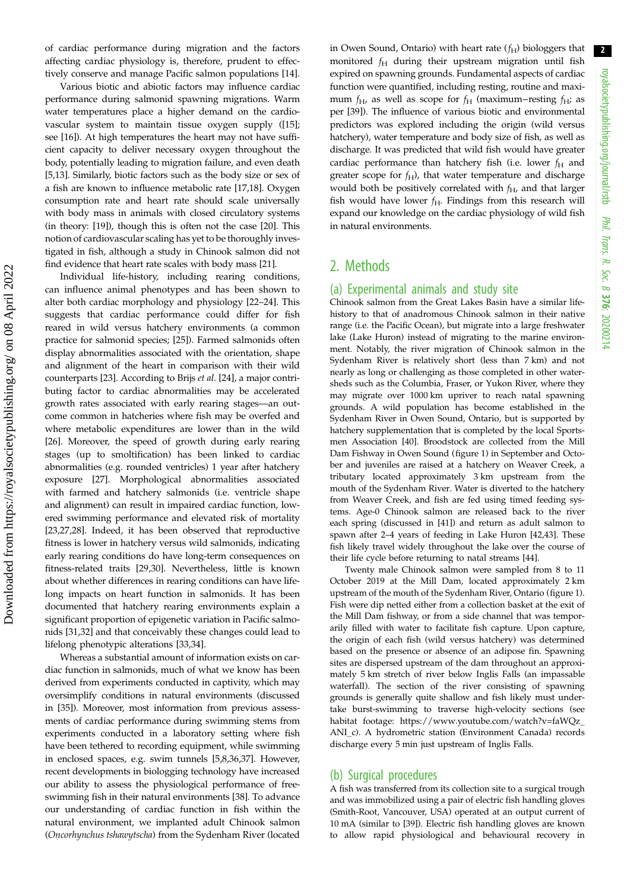of cardiac performance during migration and the factors affecting cardiac physiology is, therefore, prudent to effectively conserve and manage Pacific salmon populations [14].

Various biotic and abiotic factors may influence cardiac performance during salmonid spawning migrations. Warm water temperatures place a higher demand on the cardiovascular system to maintain tissue oxygen supply ([15]; see [16]). At high temperatures the heart may not have sufficient capacity to deliver necessary oxygen throughout the body, potentially leading to migration failure, and even death [5,13]. Similarly, biotic factors such as the body size or sex of a fish are known to influence metabolic rate [17,18]. Oxygen consumption rate and heart rate should scale universally with body mass in animals with closed circulatory systems (in theory: [19]), though this is often not the case [20]. This notion of cardiovascular scaling has yet to be thoroughly investigated in fish, although a study in Chinook salmon did not find evidence that heart rate scales with body mass [21].

Individual life-history, including rearing conditions, can influence animal phenotypes and has been shown to alter both cardiac morphology and physiology [22–24]. This suggests that cardiac performance could differ for fish reared in wild versus hatchery environments (a common practice for salmonid species; [25]). Farmed salmonids often display abnormalities associated with the orientation, shape and alignment of the heart in comparison with their wild counterparts [23]. According to Brijs *et al*. [24], a major contributing factor to cardiac abnormalities may be accelerated growth rates associated with early rearing stages—an outcome common in hatcheries where fish may be overfed and where metabolic expenditures are lower than in the wild [26]. Moreover, the speed of growth during early rearing stages (up to smoltification) has been linked to cardiac abnormalities (e.g. rounded ventricles) 1 year after hatchery exposure [27]. Morphological abnormalities associated with farmed and hatchery salmonids (i.e. ventricle shape and alignment) can result in impaired cardiac function, lowered swimming performance and elevated risk of mortality [23,27,28]. Indeed, it has been observed that reproductive fitness is lower in hatchery versus wild salmonids, indicating early rearing conditions do have long-term consequences on fitness-related traits [29,30]. Nevertheless, little is known about whether differences in rearing conditions can have life-long impacts on heart function in salmonids. It has been documented that hatchery rearing environments explain a significant proportion of epigenetic variation in Pacific salmonids [31,32] and that conceivably these changes could lead to lifelong phenotypic alterations [33,34].

Whereas a substantial amount of information exists on cardiac function in salmonids, much of what we know has been derived from experiments conducted in captivity, which may oversimplify conditions in natural environments (discussed in [35]). Moreover, most information from previous assessments of cardiac performance during swimming stems from experiments conducted in a laboratory setting where fish have been tethered to recording equipment, while swimming in enclosed spaces, e.g. swim tunnels [5,8,36,37]. However, recent developments in biologging technology have increased our ability to assess the physiological performance of free-swimming fish in their natural environments [38]. To advance our understanding of cardiac function in fish within the natural environment, we implanted adult Chinook salmon (*Oncorhynchus tshawytscha*) from the Sydenham River (located in Owen Sound, Ontario) with heart rate ($f_H$) biologgers that monitored $f_H$ during their upstream migration until fish expired on spawning grounds. Fundamental aspects of cardiac function were quantified, including resting, routine and maximum $f_H$, as well as scope for $f_H$ (maximum−resting $f_H$; as per [39]). The influence of various biotic and environmental predictors was explored including the origin (wild versus hatchery), water temperature and body size of fish, as well as discharge. It was predicted that wild fish would have greater cardiac performance than hatchery fish (i.e. lower $f_H$ and greater scope for $f_H$), that water temperature and discharge would both be positively correlated with $f_H$, and that larger fish would have lower $f_H$. Findings from this research will expand our knowledge on the cardiac physiology of wild fish in natural environments.

## 2. Methods

### (a) Experimental animals and study site

Chinook salmon from the Great Lakes Basin have a similar life-history to that of anadromous Chinook salmon in their native range (i.e. the Pacific Ocean), but migrate into a large freshwater lake (Lake Huron) instead of migrating to the marine environment. Notably, the river migration of Chinook salmon in the Sydenham River is relatively short (less than 7 km) and not nearly as long or challenging as those completed in other watersheds such as the Columbia, Fraser, or Yukon River, where they may migrate over 1000 km upriver to reach natal spawning grounds. A wild population has become established in the Sydenham River in Owen Sound, Ontario, but is supported by hatchery supplementation that is completed by the local Sportsmen Association [40]. Broodstock are collected from the Mill Dam Fishway in Owen Sound (figure 1) in September and October and juveniles are raised at a hatchery on Weaver Creek, a tributary located approximately 3 km upstream from the mouth of the Sydenham River. Water is diverted to the hatchery from Weaver Creek, and fish are fed using timed feeding systems. Age-0 Chinook salmon are released back to the river each spring (discussed in [41]) and return as adult salmon to spawn after 2–4 years of feeding in Lake Huron [42,43]. These fish likely travel widely throughout the lake over the course of their life cycle before returning to natal streams [44].

Twenty male Chinook salmon were sampled from 8 to 11 October 2019 at the Mill Dam, located approximately 2 km upstream of the mouth of the Sydenham River, Ontario (figure 1). Fish were dip netted either from a collection basket at the exit of the Mill Dam fishway, or from a side channel that was temporarily filled with water to facilitate fish capture. Upon capture, the origin of each fish (wild versus hatchery) was determined based on the presence or absence of an adipose fin. Spawning sites are dispersed upstream of the dam throughout an approximately 5 km stretch of river below Inglis Falls (an impassable waterfall). The section of the river consisting of spawning grounds is generally quite shallow and fish likely must undertake burst-swimming to traverse high-velocity sections (see habitat footage: https://www.youtube.com/watch?v=faWQz_ANI_c). A hydrometric station (Environment Canada) records discharge every 5 min just upstream of Inglis Falls.

### (b) Surgical procedures

A fish was transferred from its collection site to a surgical trough and was immobilized using a pair of electric fish handling gloves (Smith-Root, Vancouver, USA) operated at an output current of 10 mA (similar to [39]). Electric fish handling gloves are known to allow rapid physiological and behavioural recovery in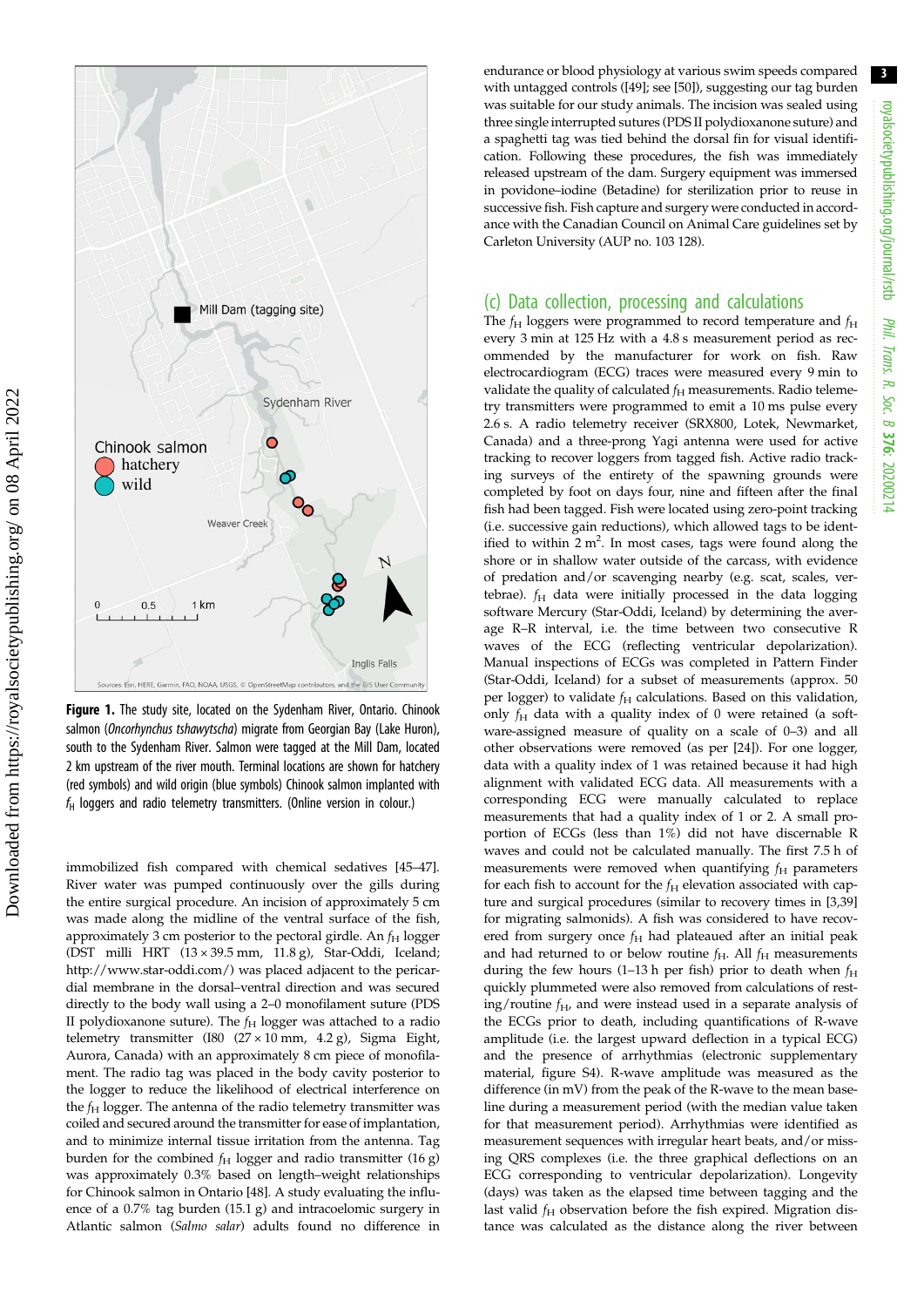Mill Dam (tagging site)
Sydenham River
Chinook salmon
hatchery
wild
Weaver Creek
0 0.5 1 km
N
Inglis Falls
Sources: Esri, HERE, Garmin, FAO, NOAA, USGS, © OpenStreetMap contributors, and the GIS User Community

**Figure 1.** The study site, located on the Sydenham River, Ontario. Chinook salmon (*Oncorhynchus tshawytscha*) migrate from Georgian Bay (Lake Huron), south to the Sydenham River. Salmon were tagged at the Mill Dam, located 2 km upstream of the river mouth. Terminal locations are shown for hatchery (red symbols) and wild origin (blue symbols) Chinook salmon implanted with $f_H$ loggers and radio telemetry transmitters. (Online version in colour.)

immobilized fish compared with chemical sedatives [45–47]. River water was pumped continuously over the gills during the entire surgical procedure. An incision of approximately 5 cm was made along the midline of the ventral surface of the fish, approximately 3 cm posterior to the pectoral girdle. An $f_H$ logger (DST milli HRT (13 × 39.5 mm, 11.8 g), Star-Oddi, Iceland; http://www.star-oddi.com/) was placed adjacent to the pericardial membrane in the dorsal–ventral direction and was secured directly to the body wall using a 2–0 monofilament suture (PDS II polydioxanone suture). The $f_H$ logger was attached to a radio telemetry transmitter (I80 (27 × 10 mm, 4.2 g), Sigma Eight, Aurora, Canada) with an approximately 8 cm piece of monofilament. The radio tag was placed in the body cavity posterior to the logger to reduce the likelihood of electrical interference on the $f_H$ logger. The antenna of the radio telemetry transmitter was coiled and secured around the transmitter for ease of implantation, and to minimize internal tissue irritation from the antenna. Tag burden for the combined $f_H$ logger and radio transmitter (16 g) was approximately 0.3% based on length–weight relationships for Chinook salmon in Ontario [48]. A study evaluating the influence of a 0.7% tag burden (15.1 g) and intracoelomic surgery in Atlantic salmon (*Salmo salar*) adults found no difference in endurance or blood physiology at various swim speeds compared with untagged controls ([49]; see [50]), suggesting our tag burden was suitable for our study animals. The incision was sealed using three single interrupted sutures (PDS II polydioxanone suture) and a spaghetti tag was tied behind the dorsal fin for visual identification. Following these procedures, the fish was immediately released upstream of the dam. Surgery equipment was immersed in povidone–iodine (Betadine) for sterilization prior to reuse in successive fish. Fish capture and surgery were conducted in accordance with the Canadian Council on Animal Care guidelines set by Carleton University (AUP no. 103 128).

## (c) Data collection, processing and calculations

The $f_H$ loggers were programmed to record temperature and $f_H$ every 3 min at 125 Hz with a 4.8 s measurement period as recommended by the manufacturer for work on fish. Raw electrocardiogram (ECG) traces were measured every 9 min to validate the quality of calculated $f_H$ measurements. Radio telemetry transmitters were programmed to emit a 10 ms pulse every 2.6 s. A radio telemetry receiver (SRX800, Lotek, Newmarket, Canada) and a three-prong Yagi antenna were used for active tracking to recover loggers from tagged fish. Active radio tracking surveys of the entirety of the spawning grounds were completed by foot on days four, nine and fifteen after the final fish had been tagged. Fish were located using zero-point tracking (i.e. successive gain reductions), which allowed tags to be identified to within 2 m$^2$. In most cases, tags were found along the shore or in shallow water outside of the carcass, with evidence of predation and/or scavenging nearby (e.g. scat, scales, vertebrae). $f_H$ data were initially processed in the data logging software Mercury (Star-Oddi, Iceland) by determining the average R–R interval, i.e. the time between two consecutive R waves of the ECG (reflecting ventricular depolarization). Manual inspections of ECGs was completed in Pattern Finder (Star-Oddi, Iceland) for a subset of measurements (approx. 50 per logger) to validate $f_H$ calculations. Based on this validation, only $f_H$ data with a quality index of 0 were retained (a software-assigned measure of quality on a scale of 0–3) and all other observations were removed (as per [24]). For one logger, data with a quality index of 1 was retained because it had high alignment with validated ECG data. All measurements with a corresponding ECG were manually calculated to replace measurements that had a quality index of 1 or 2. A small proportion of ECGs (less than 1%) did not have discernable R waves and could not be calculated manually. The first 7.5 h of measurements were removed when quantifying $f_H$ parameters for each fish to account for the $f_H$ elevation associated with capture and surgical procedures (similar to recovery times in [3,39] for migrating salmonids). A fish was considered to have recovered from surgery once $f_H$ had plateaued after an initial peak and had returned to or below routine $f_H$. All $f_H$ measurements during the few hours (1–13 h per fish) prior to death when $f_H$ quickly plummeted were also removed from calculations of resting/routine $f_H$, and were instead used in a separate analysis of the ECGs prior to death, including quantifications of R-wave amplitude (i.e. the largest upward deflection in a typical ECG) and the presence of arrhythmias (electronic supplementary material, figure S4). R-wave amplitude was measured as the difference (in mV) from the peak of the R-wave to the mean baseline during a measurement period (with the median value taken for that measurement period). Arrhythmias were identified as measurement sequences with irregular heart beats, and/or missing QRS complexes (i.e. the three graphical deflections on an ECG corresponding to ventricular depolarization). Longevity (days) was taken as the elapsed time between tagging and the last valid $f_H$ observation before the fish expired. Migration distance was calculated as the distance along the river between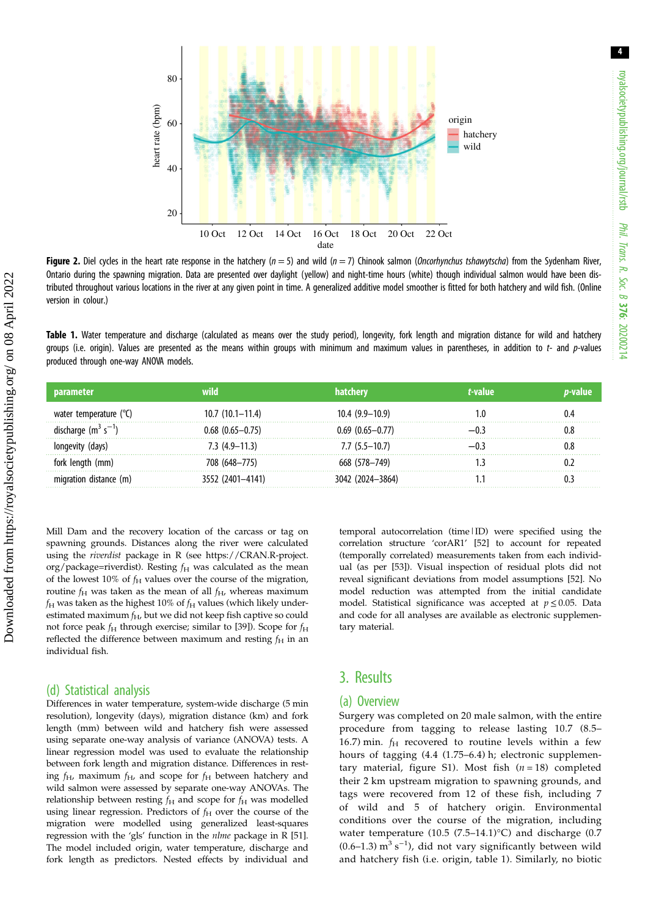heart rate (bpm)
80
60
40
20
10 Oct
12 Oct
14 Oct
16 Oct
18 Oct
20 Oct
22 Oct
date
origin
hatchery
wild

**Figure 2.** Diel cycles in the heart rate response in the hatchery ($n = 5$) and wild ($n = 7$) Chinook salmon (*Oncorhynchus tshawytscha*) from the Sydenham River, Ontario during the spawning migration. Data are presented over daylight (yellow) and night-time hours (white) though individual salmon would have been distributed throughout various locations in the river at any given point in time. A generalized additive model smoother is fitted for both hatchery and wild fish. (Online version in colour.)

**Table 1.** Water temperature and discharge (calculated as means over the study period), longevity, fork length and migration distance for wild and hatchery groups (i.e. origin). Values are presented as the means within groups with minimum and maximum values in parentheses, in addition to *t*- and *p*-values produced through one-way ANOVA models.

| parameter | wild | hatchery | *t*-value | *p*-value |
|---|---|---|---|---|
| water temperature (°C) | 10.7 (10.1–11.4) | 10.4 (9.9–10.9) | 1.0 | 0.4 |
| discharge ($m^3$ $s^{-1}$) | 0.68 (0.65–0.75) | 0.69 (0.65–0.77) | −0.3 | 0.8 |
| longevity (days) | 7.3 (4.9–11.3) | 7.7 (5.5–10.7) | −0.3 | 0.8 |
| fork length (mm) | 708 (648–775) | 668 (578–749) | 1.3 | 0.2 |
| migration distance (m) | 3552 (2401–4141) | 3042 (2024–3864) | 1.1 | 0.3 |

Mill Dam and the recovery location of the carcass or tag on spawning grounds. Distances along the river were calculated using the *riverdist* package in R (see https://CRAN.R-project.org/package=riverdist). Resting $f_H$ was calculated as the mean of the lowest 10% of $f_H$ values over the course of the migration, routine $f_H$ was taken as the mean of all $f_H$, whereas maximum $f_H$ was taken as the highest 10% of $f_H$ values (which likely under-estimated maximum $f_H$, but we did not keep fish captive so could not force peak $f_H$ through exercise; similar to [39]). Scope for $f_H$ reflected the difference between maximum and resting $f_H$ in an individual fish.

## (d) Statistical analysis

Differences in water temperature, system-wide discharge (5 min resolution), longevity (days), migration distance (km) and fork length (mm) between wild and hatchery fish were assessed using separate one-way analysis of variance (ANOVA) tests. A linear regression model was used to evaluate the relationship between fork length and migration distance. Differences in resting $f_H$, maximum $f_H$, and scope for $f_H$ between hatchery and wild salmon were assessed by separate one-way ANOVAs. The relationship between resting $f_H$ and scope for $f_H$ was modelled using linear regression. Predictors of $f_H$ over the course of the migration were modelled using generalized least-squares regression with the 'gls' function in the *nlme* package in R [51]. The model included origin, water temperature, discharge and fork length as predictors. Nested effects by individual and temporal autocorrelation (time | ID) were specified using the correlation structure 'corAR1' [52] to account for repeated (temporally correlated) measurements taken from each individual (as per [53]). Visual inspection of residual plots did not reveal significant deviations from model assumptions [52]. No model reduction was attempted from the initial candidate model. Statistical significance was accepted at $p \leq 0.05$. Data and code for all analyses are available as electronic supplementary material.

# 3. Results

## (a) Overview

Surgery was completed on 20 male salmon, with the entire procedure from tagging to release lasting 10.7 (8.5–16.7) min. $f_H$ recovered to routine levels within a few hours of tagging (4.4 (1.75–6.4) h; electronic supplementary material, figure S1). Most fish ($n = 18$) completed their 2 km upstream migration to spawning grounds, and tags were recovered from 12 of these fish, including 7 of wild and 5 of hatchery origin. Environmental conditions over the course of the migration, including water temperature (10.5 (7.5–14.1)°C) and discharge (0.7 (0.6–1.3) $m^3$ $s^{-1}$), did not vary significantly between wild and hatchery fish (i.e. origin, table 1). Similarly, no biotic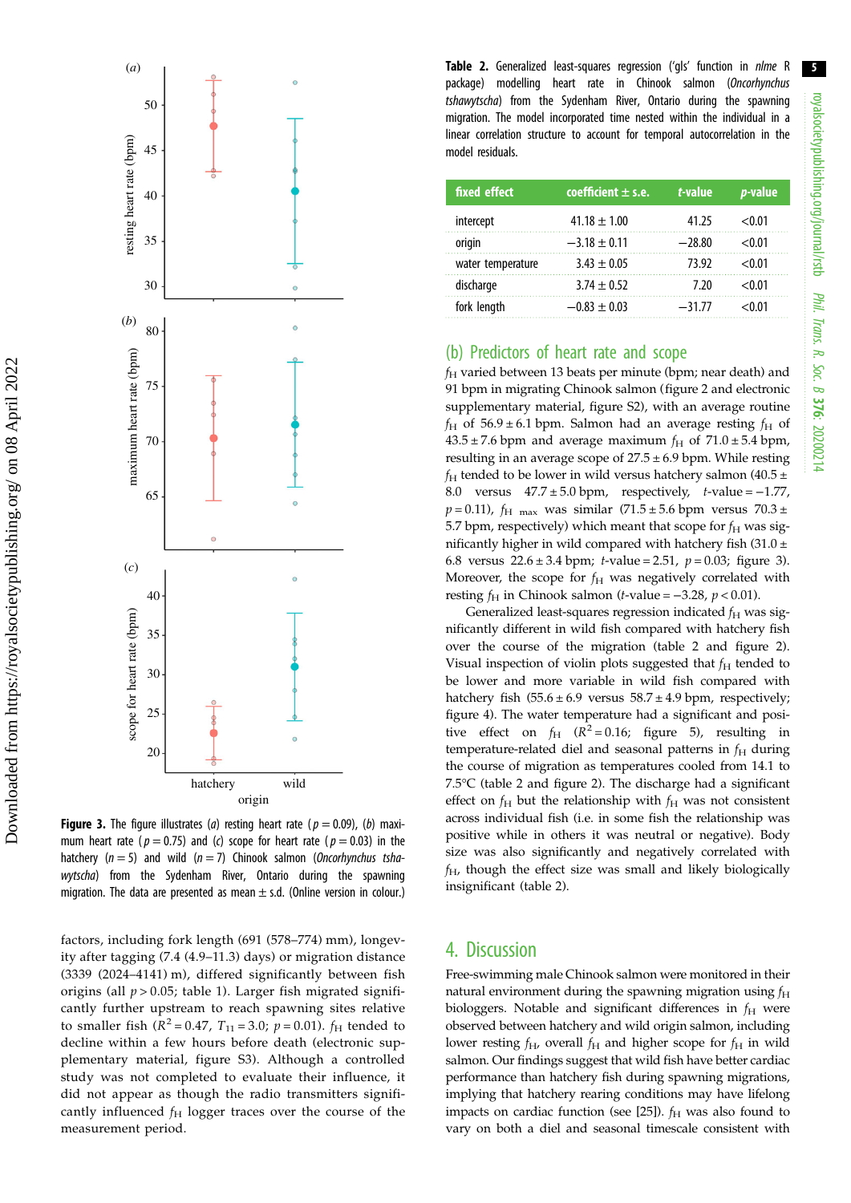(a)

resting heart rate (bpm)

50

45

40

35

30

(b)

maximum heart rate (bpm)

80

75

70

65

(c)

scope for heart rate (bpm)

40

35

30

25

20

hatchery

wild

origin

**Figure 3.** The figure illustrates (*a*) resting heart rate ($p = 0.09$), (*b*) maximum heart rate ($p = 0.75$) and (*c*) scope for heart rate ($p = 0.03$) in the hatchery ($n = 5$) and wild ($n = 7$) Chinook salmon (*Oncorhynchus tshawytscha*) from the Sydenham River, Ontario during the spawning migration. The data are presented as mean ± s.d. (Online version in colour.)

factors, including fork length (691 (578–774) mm), longevity after tagging (7.4 (4.9–11.3) days) or migration distance (3339 (2024–4141) m), differed significantly between fish origins (all $p > 0.05$; table 1). Larger fish migrated significantly further upstream to reach spawning sites relative to smaller fish ($R^2 = 0.47$, $T_{11} = 3.0$; $p = 0.01$). $f_H$ tended to decline within a few hours before death (electronic supplementary material, figure S2). Although a controlled study was not completed to evaluate their influence, it did not appear as though the radio transmitters significantly influenced $f_H$ logger traces over the course of the measurement period.

**Table 2.** Generalized least-squares regression ('gls' function in *nlme* R package) modelling heart rate in Chinook salmon (*Oncorhynchus tshawytscha*) from the Sydenham River, Ontario during the spawning migration. The model incorporated time nested within the individual in a linear correlation structure to account for temporal autocorrelation in the model residuals.

| fixed effect | coefficient ± s.e. | *t*-value | *p*-value |
|---|---|---|---|
| intercept | 41.18 ± 1.00 | 41.25 | <0.01 |
| origin | −3.18 ± 0.11 | −28.80 | <0.01 |
| water temperature | 3.43 ± 0.05 | 73.92 | <0.01 |
| discharge | 3.74 ± 0.52 | 7.20 | <0.01 |
| fork length | −0.83 ± 0.03 | −31.77 | <0.01 |

## (b) Predictors of heart rate and scope

$f_H$ varied between 13 beats per minute (bpm; near death) and 91 bpm in migrating Chinook salmon (figure 2 and electronic supplementary material, figure S2), with an average routine $f_H$ of 56.9 ± 6.1 bpm. Salmon had an average resting $f_H$ of 43.5 ± 7.6 bpm and average maximum $f_H$ of 71.0 ± 5.4 bpm, resulting in an average scope of 27.5 ± 6.9 bpm. While resting $f_H$ tended to be lower in wild versus hatchery salmon (40.5 ± 8.0 versus 47.7 ± 5.0 bpm, respectively, *t*-value = −1.77, $p = 0.11$), $f_{H\ max}$ was similar (71.5 ± 5.6 bpm versus 70.3 ± 5.7 bpm, respectively) which meant that scope for $f_H$ was significantly higher in wild compared with hatchery fish (31.0 ± 6.8 versus 22.6 ± 3.4 bpm; *t*-value = 2.51, $p = 0.03$; figure 3). Moreover, the scope for $f_H$ was negatively correlated with resting $f_H$ in Chinook salmon (*t*-value = −3.28, $p < 0.01$).

Generalized least-squares regression indicated $f_H$ was significantly different in wild fish compared with hatchery fish over the course of the migration (table 2 and figure 2). Visual inspection of violin plots suggested that $f_H$ tended to be lower and more variable in wild fish compared with hatchery fish (55.6 ± 6.9 versus 58.7 ± 4.9 bpm, respectively; figure 4). The water temperature had a significant and positive effect on $f_H$ ($R^2 = 0.16$; figure 5), resulting in temperature-related diel and seasonal patterns in $f_H$ during the course of migration as temperatures cooled from 14.1 to 7.5°C (table 2 and figure 2). The discharge had a significant effect on $f_H$ but the relationship with $f_H$ was not consistent across individual fish (i.e. in some fish the relationship was positive while in others it was neutral or negative). Body size was also significantly and negatively correlated with $f_H$, though the effect size was small and likely biologically insignificant (table 2).

# 4. Discussion

Free-swimming male Chinook salmon were monitored in their natural environment during the spawning migration using $f_H$ biologgers. Notable and significant differences in $f_H$ were observed between hatchery and wild origin salmon, including lower resting $f_H$, overall $f_H$ and higher scope for $f_H$ in wild salmon. Our findings suggest that wild fish have better cardiac performance than hatchery fish during spawning migrations, implying that hatchery rearing conditions may have lifelong impacts on cardiac function (see [25]). $f_H$ was also found to vary on both a diel and seasonal timescale consistent with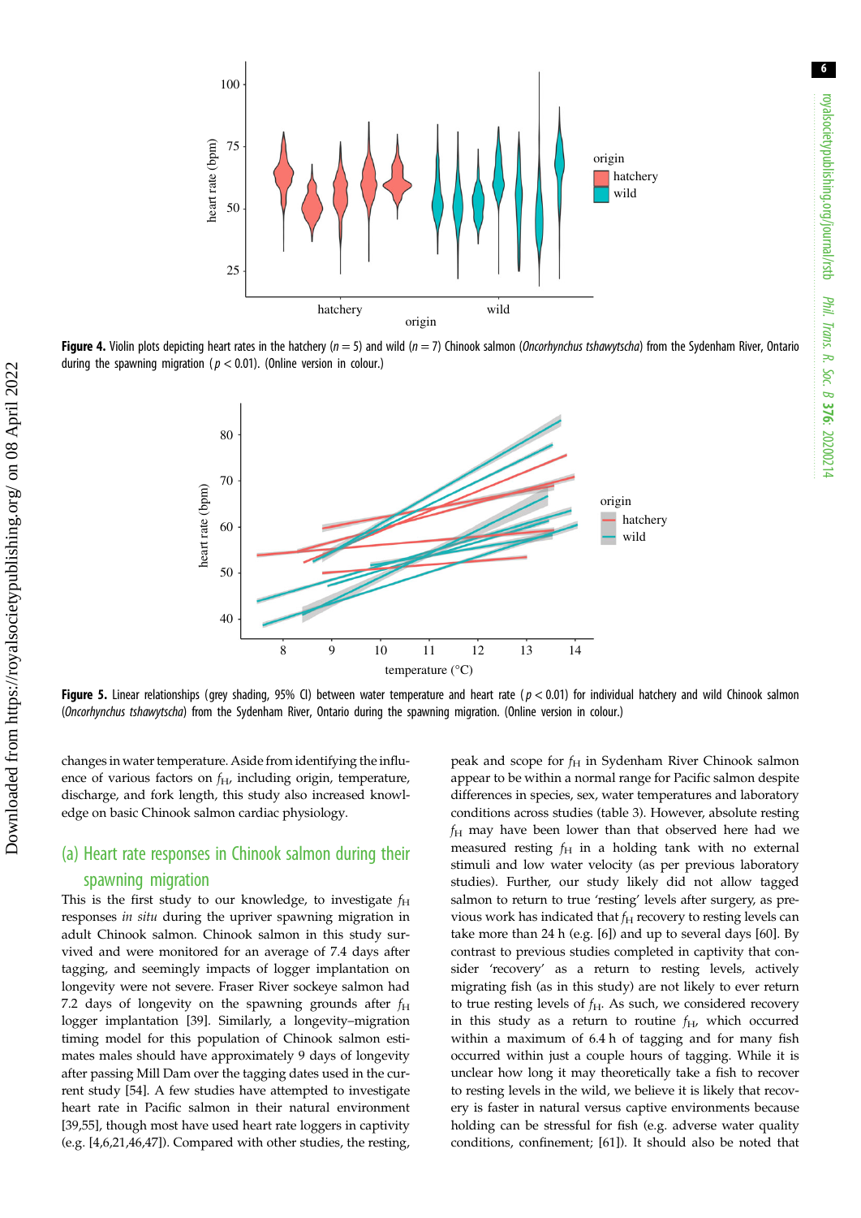heart rate (bpm)
100
75
50
25
hatchery
wild
origin
origin
hatchery
wild

**Figure 4.** Violin plots depicting heart rates in the hatchery ($n = 5$) and wild ($n = 7$) Chinook salmon (*Oncorhynchus tshawytscha*) from the Sydenham River, Ontario during the spawning migration ($p < 0.01$). (Online version in colour.)

heart rate (bpm)
80
70
60
50
40
8
9
10
11
12
13
14
temperature (°C)
origin
hatchery
wild

**Figure 5.** Linear relationships (grey shading, 95% CI) between water temperature and heart rate ($p < 0.01$) for individual hatchery and wild Chinook salmon (*Oncorhynchus tshawytscha*) from the Sydenham River, Ontario during the spawning migration. (Online version in colour.)

changes in water temperature. Aside from identifying the influence of various factors on $f_H$, including origin, temperature, discharge, and fork length, this study also increased knowledge on basic Chinook salmon cardiac physiology.

## (a) Heart rate responses in Chinook salmon during their spawning migration

This is the first study to our knowledge, to investigate $f_H$ responses *in situ* during the upriver spawning migration in adult Chinook salmon. Chinook salmon in this study survived and were monitored for an average of 7.4 days after tagging, and seemingly impacts of logger implantation on longevity were not severe. Fraser River sockeye salmon had 7.2 days of longevity on the spawning grounds after $f_H$ logger implantation [39]. Similarly, a longevity–migration timing model for this population of Chinook salmon estimates males should have approximately 9 days of longevity after passing Mill Dam over the tagging dates used in the current study [54]. A few studies have attempted to investigate heart rate in Pacific salmon in their natural environment [39,55], though most have used heart rate loggers in captivity (e.g. [4,6,21,46,47]). Compared with other studies, the resting, peak and scope for $f_H$ in Sydenham River Chinook salmon appear to be within a normal range for Pacific salmon despite differences in species, sex, water temperatures and laboratory conditions across studies (table 3). However, absolute resting $f_H$ may have been lower than that observed here had we measured resting $f_H$ in a holding tank with no external stimuli and low water velocity (as per previous laboratory studies). Further, our study likely did not allow tagged salmon to return to true 'resting' levels after surgery, as previous work has indicated that $f_H$ recovery to resting levels can take more than 24 h (e.g. [6]) and up to several days [60]. By contrast to previous studies completed in captivity that consider 'recovery' as a return to resting levels, actively migrating fish (as in this study) are not likely to ever return to true resting levels of $f_H$. As such, we considered recovery in this study as a return to routine $f_H$, which occurred within a maximum of 6.4 h of tagging and for many fish occurred within just a couple hours of tagging. While it is unclear how long it may theoretically take a fish to recover to resting levels in the wild, we believe it is likely that recovery is faster in natural versus captive environments because holding can be stressful for fish (e.g. adverse water quality conditions, confinement; [61]). It should also be noted that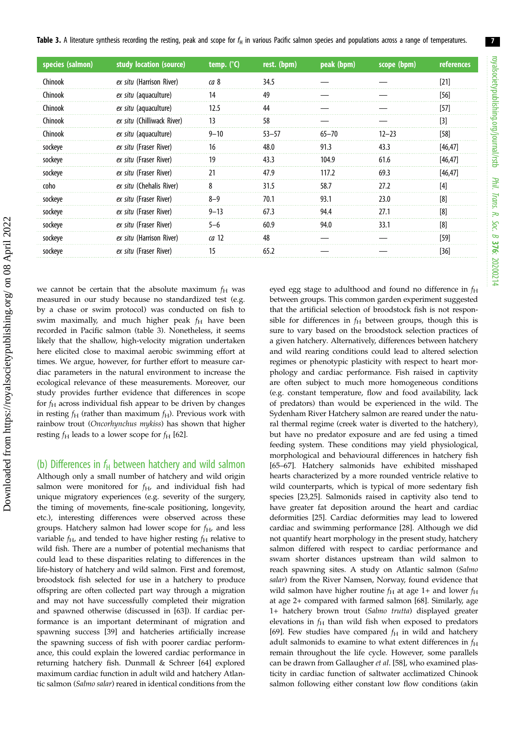**Table 3.** A literature synthesis recording the resting, peak and scope for $f_H$ in various Pacific salmon species and populations across a range of temperatures.

| species (salmon) | study location (source) | temp. (°C) | rest. (bpm) | peak (bpm) | scope (bpm) | references |
|---|---|---|---|---|---|---|
| Chinook | *ex situ* (Harrison River) | *ca* 8 | 34.5 | — | — | [21] |
| Chinook | *ex situ* (aquaculture) | 14 | 49 | — | — | [56] |
| Chinook | *ex situ* (aquaculture) | 12.5 | 44 | — | — | [57] |
| Chinook | *ex situ* (Chilliwack River) | 13 | 58 | — | — | [3] |
| Chinook | *ex situ* (aquaculture) | 9–10 | 53–57 | 65–70 | 12–23 | [58] |
| sockeye | *ex situ* (Fraser River) | 16 | 48.0 | 91.3 | 43.3 | [46,47] |
| sockeye | *ex situ* (Fraser River) | 19 | 43.3 | 104.9 | 61.6 | [46,47] |
| sockeye | *ex situ* (Fraser River) | 21 | 47.9 | 117.2 | 69.3 | [46,47] |
| coho | *ex situ* (Chehalis River) | 8 | 31.5 | 58.7 | 27.2 | [4] |
| sockeye | *ex situ* (Fraser River) | 8–9 | 70.1 | 93.1 | 23.0 | [8] |
| sockeye | *ex situ* (Fraser River) | 9–13 | 67.3 | 94.4 | 27.1 | [8] |
| sockeye | *ex situ* (Fraser River) | 5–6 | 60.9 | 94.0 | 33.1 | [8] |
| sockeye | *ex situ* (Harrison River) | *ca* 12 | 48 | — | — | [59] |
| sockeye | *ex situ* (Fraser River) | 15 | 65.2 | — | — | [36] |

we cannot be certain that the absolute maximum $f_H$ was measured in our study because no standardized test (e.g. by a chase or swim protocol) was conducted on fish to swim maximally, and much higher peak $f_H$ have been recorded in Pacific salmon (table 3). Nonetheless, it seems likely that the shallow, high-velocity migration undertaken here elicited close to maximal aerobic swimming effort at times. We argue, however, for further effort to measure cardiac parameters in the natural environment to increase the ecological relevance of these measurements. Moreover, our study provides further evidence that differences in scope for $f_H$ across individual fish appear to be driven by changes in resting $f_H$ (rather than maximum $f_H$). Previous work with rainbow trout (*Oncorhynchus mykiss*) has shown that higher resting $f_H$ leads to a lower scope for $f_H$ [62].

## (b) Differences in $f_H$ between hatchery and wild salmon

Although only a small number of hatchery and wild origin salmon were monitored for $f_H$, and individual fish had unique migratory experiences (e.g. severity of the surgery, the timing of movements, fine-scale positioning, longevity, etc.), interesting differences were observed across these groups. Hatchery salmon had lower scope for $f_H$, and less variable $f_H$, and tended to have higher resting $f_H$ relative to wild fish. There are a number of potential mechanisms that could lead to these disparities relating to differences in the life-history of hatchery and wild salmon. First and foremost, broodstock fish selected for use in a hatchery to produce offspring are often collected part way through a migration and may not have successfully completed their migration and spawned otherwise (discussed in [63]). If cardiac performance is an important determinant of migration and spawning success [39] and hatcheries artificially increase the spawning success of fish with poorer cardiac performance, this could explain the lowered cardiac performance in returning hatchery fish. Dunmall & Schreer [64] explored maximum cardiac function in adult wild and hatchery Atlantic salmon (*Salmo salar*) reared in identical conditions from the eyed egg stage to adulthood and found no difference in $f_H$ between groups. This common garden experiment suggested that the artificial selection of broodstock fish is not responsible for differences in $f_H$ between groups, though this is sure to vary based on the broodstock selection practices of a given hatchery. Alternatively, differences between hatchery and wild rearing conditions could lead to altered selection regimes or phenotypic plasticity with respect to heart morphology and cardiac performance. Fish raised in captivity are often subject to much more homogeneous conditions (e.g. constant temperature, flow and food availability, lack of predators) than would be experienced in the wild. The Sydenham River Hatchery salmon are reared under the natural thermal regime (creek water is diverted to the hatchery), but have no predator exposure and are fed using a timed feeding system. These conditions may yield physiological, morphological and behavioural differences in hatchery fish [65–67]. Hatchery salmonids have exhibited misshaped hearts characterized by a more rounded ventricle relative to wild counterparts, which is typical of more sedentary fish species [23,25]. Salmonids raised in captivity also tend to have greater fat deposition around the heart and cardiac deformities [25]. Cardiac deformities may lead to lowered cardiac and swimming performance [28]. Although we did not quantify heart morphology in the present study, hatchery salmon differed with respect to cardiac performance and swam shorter distances upstream than wild salmon to reach spawning sites. A study on Atlantic salmon (*Salmo salar*) from the River Namsen, Norway, found evidence that wild salmon have higher routine $f_H$ at age 1+ and lower $f_H$ at age 2+ compared with farmed salmon [68]. Similarly, age 1+ hatchery brown trout (*Salmo trutta*) displayed greater elevations in $f_H$ than wild fish when exposed to predators [69]. Few studies have compared $f_H$ in wild and hatchery adult salmonids to examine to what extent differences in $f_H$ remain throughout the life cycle. However, some parallels can be drawn from Gallaugher *et al*. [58], who examined plasticity in cardiac function of saltwater acclimatized Chinook salmon following either constant low flow conditions (akin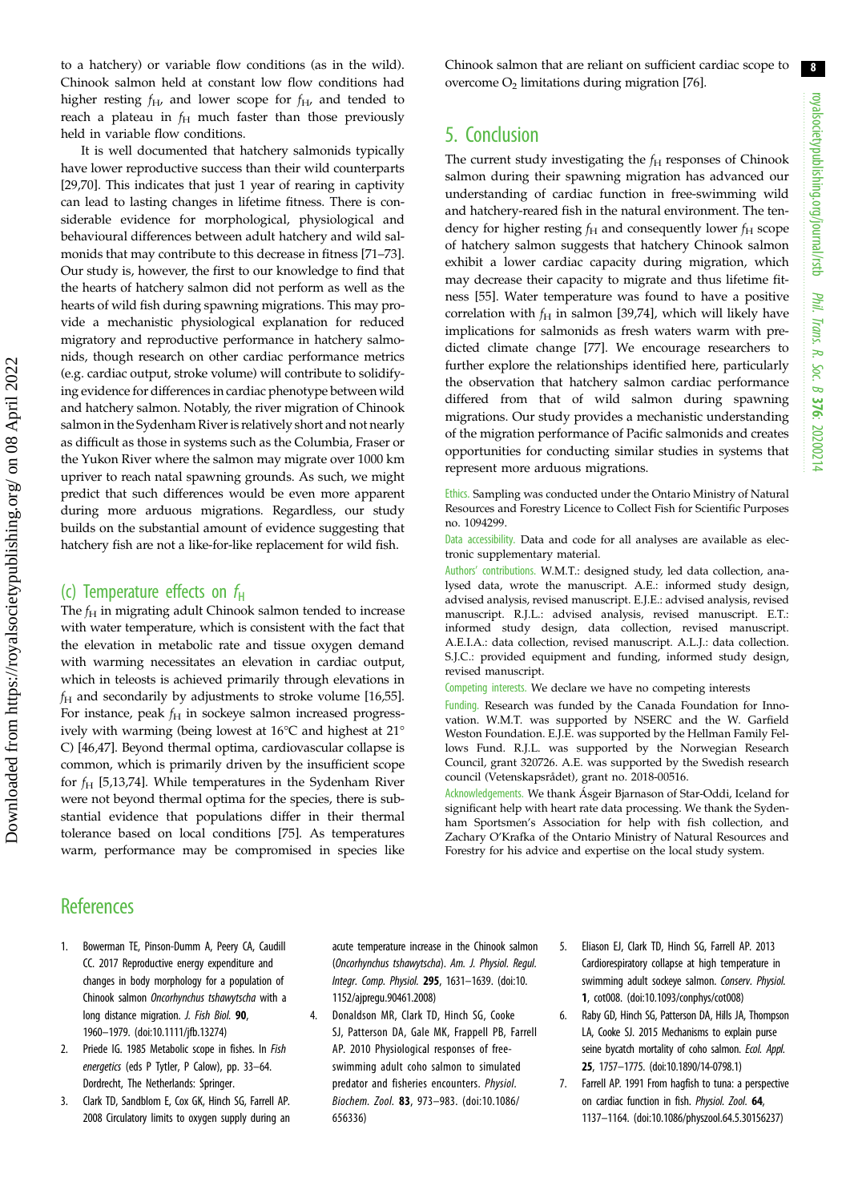to a hatchery) or variable flow conditions (as in the wild). Chinook salmon held at constant low flow conditions had higher resting $f_H$, and lower scope for $f_H$, and tended to reach a plateau in $f_H$ much faster than those previously held in variable flow conditions.

It is well documented that hatchery salmonids typically have lower reproductive success than their wild counterparts [29,70]. This indicates that just 1 year of rearing in captivity can lead to lasting changes in lifetime fitness. There is considerable evidence for morphological, physiological and behavioural differences between adult hatchery and wild salmonids that may contribute to this decrease in fitness [71–73]. Our study is, however, the first to our knowledge to find that the hearts of hatchery salmon did not perform as well as the hearts of wild fish during spawning migrations. This may provide a mechanistic physiological explanation for reduced migratory and reproductive performance in hatchery salmonids, though research on other cardiac performance metrics (e.g. cardiac output, stroke volume) will contribute to solidifying evidence for differences in cardiac phenotype between wild and hatchery salmon. Notably, the river migration of Chinook salmon in the Sydenham River is relatively short and not nearly as difficult as those in systems such as the Columbia, Fraser or the Yukon River where the salmon may migrate over 1000 km upriver to reach natal spawning grounds. As such, we might predict that such differences would be even more apparent during more arduous migrations. Regardless, our study builds on the substantial amount of evidence suggesting that hatchery fish are not a like-for-like replacement for wild fish.

### (c) Temperature effects on $f_H$

The $f_H$ in migrating adult Chinook salmon tended to increase with water temperature, which is consistent with the fact that the elevation in metabolic rate and tissue oxygen demand with warming necessitates an elevation in cardiac output, which in teleosts is achieved primarily through elevations in $f_H$ and secondarily by adjustments to stroke volume [16,55]. For instance, peak $f_H$ in sockeye salmon increased progressively with warming (being lowest at 16°C and highest at 21°C) [46,47]. Beyond thermal optima, cardiovascular collapse is common, which is primarily driven by the insufficient scope for $f_H$ [5,13,74]. While temperatures in the Sydenham River were not beyond thermal optima for the species, there is substantial evidence that populations differ in their thermal tolerance based on local conditions [75]. As temperatures warm, performance may be compromised in species like Chinook salmon that are reliant on sufficient cardiac scope to overcome $O_2$ limitations during migration [76].

## 5. Conclusion

The current study investigating the $f_H$ responses of Chinook salmon during their spawning migration has advanced our understanding of cardiac function in free-swimming wild and hatchery-reared fish in the natural environment. The tendency for higher resting $f_H$ and consequently lower $f_H$ scope of hatchery salmon suggests that hatchery Chinook salmon exhibit a lower cardiac capacity during migration, which may decrease their capacity to migrate and thus lifetime fitness [55]. Water temperature was found to have a positive correlation with $f_H$ in salmon [39,74], which will likely have implications for salmonids as fresh waters warm with predicted climate change [77]. We encourage researchers to further explore the relationships identified here, particularly the observation that hatchery salmon cardiac performance differed from that of wild salmon during spawning migrations. Our study provides a mechanistic understanding of the migration performance of Pacific salmonids and creates opportunities for conducting similar studies in systems that represent more arduous migrations.

Ethics. Sampling was conducted under the Ontario Ministry of Natural Resources and Forestry Licence to Collect Fish for Scientific Purposes no. 1094299.

Data accessibility. Data and code for all analyses are available as electronic supplementary material.

Authors' contributions. W.M.T.: designed study, led data collection, analysed data, wrote the manuscript. A.E.: informed study design, advised analysis, revised manuscript. E.J.E.: advised analysis, revised manuscript. R.J.L.: advised analysis, revised manuscript. E.T.: informed study design, data collection, revised manuscript. A.E.I.A.: data collection, revised manuscript. A.L.J.: data collection. S.J.C.: provided equipment and funding, informed study design, revised manuscript.

Competing interests. We declare we have no competing interests

Funding. Research was funded by the Canada Foundation for Innovation. W.M.T. was supported by NSERC and the W. Garfield Weston Foundation. E.J.E. was supported by the Hellman Family Fellows Fund. R.J.L. was supported by the Norwegian Research Council, grant 320726. A.E. was supported by the Swedish research council (Vetenskapsrådet), grant no. 2018-00516.

Acknowledgements. We thank Ásgeir Bjarnason of Star-Oddi, Iceland for significant help with heart rate data processing. We thank the Sydenham Sportsmen's Association for help with fish collection, and Zachary O'Krafka of the Ontario Ministry of Natural Resources and Forestry for his advice and expertise on the local study system.

## References

1. Bowerman TE, Pinson-Dumm A, Peery CA, Caudill CC. 2017 Reproductive energy expenditure and changes in body morphology for a population of Chinook salmon *Oncorhynchus tshawytscha* with a long distance migration. *J. Fish Biol.* **90**, 1960–1979. (doi:10.1111/jfb.13274)
2. Priede IG. 1985 Metabolic scope in fishes. In *Fish energetics* (eds P Tytler, P Calow), pp. 33–64. Dordrecht, The Netherlands: Springer.
3. Clark TD, Sandblom E, Cox GK, Hinch SG, Farrell AP. 2008 Circulatory limits to oxygen supply during an acute temperature increase in the Chinook salmon (*Oncorhynchus tshawytscha*). *Am. J. Physiol. Regul. Integr. Comp. Physiol.* **295**, 1631–1639. (doi:10.1152/ajpregu.90461.2008)
4. Donaldson MR, Clark TD, Hinch SG, Cooke SJ, Patterson DA, Gale MK, Frappell PB, Farrell AP. 2010 Physiological responses of free-swimming adult coho salmon to simulated predator and fisheries encounters. *Physiol. Biochem. Zool.* **83**, 973–983. (doi:10.1086/656336)
5. Eliason EJ, Clark TD, Hinch SG, Farrell AP. 2013 Cardiorespiratory collapse at high temperature in swimming adult sockeye salmon. *Conserv. Physiol.* **1**, cot008. (doi:10.1093/conphys/cot008)
6. Raby GD, Hinch SG, Patterson DA, Hills JA, Thompson LA, Cooke SJ. 2015 Mechanisms to explain purse seine bycatch mortality of coho salmon. *Ecol. Appl.* **25**, 1757–1775. (doi:10.1890/14-0798.1)
7. Farrell AP. 1991 From hagfish to tuna: a perspective on cardiac function in fish. *Physiol. Zool.* **64**, 1137–1164. (doi:10.1086/physzool.64.5.30156237)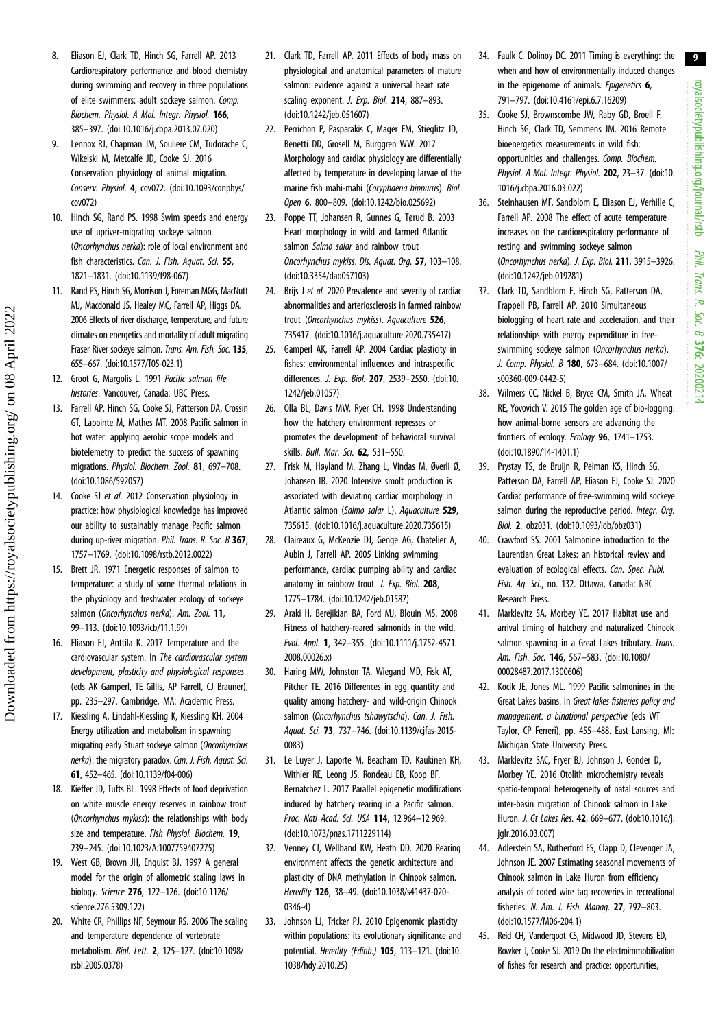8. Eliason EJ, Clark TD, Hinch SG, Farrell AP. 2013 Cardiorespiratory performance and blood chemistry during swimming and recovery in three populations of elite swimmers: adult sockeye salmon. *Comp. Biochem. Physiol. A Mol. Integr. Physiol.* **166**, 385–397. (doi:10.1016/j.cbpa.2013.07.020)
9. Lennox RJ, Chapman JM, Souliere CM, Tudorache C, Wikelski M, Metcalfe JD, Cooke SJ. 2016 Conservation physiology of animal migration. *Conserv. Physiol.* **4**, cov072. (doi:10.1093/conphys/cov072)
10. Hinch SG, Rand PS. 1998 Swim speeds and energy use of upriver-migrating sockeye salmon (*Oncorhynchus nerka*): role of local environment and fish characteristics. *Can. J. Fish. Aquat. Sci.* **55**, 1821–1831. (doi:10.1139/f98-067)
11. Rand PS, Hinch SG, Morrison J, Foreman MGG, MacNutt MJ, Macdonald JS, Healey MC, Farrell AP, Higgs DA. 2006 Effects of river discharge, temperature, and future climates on energetics and mortality of adult migrating Fraser River sockeye salmon. *Trans. Am. Fish. Soc.* **135**, 655–667. (doi:10.1577/T05-023.1)
12. Groot G, Margolis L. 1991 *Pacific salmon life histories*. Vancouver, Canada: UBC Press.
13. Farrell AP, Hinch SG, Cooke SJ, Patterson DA, Crossin GT, Lapointe M, Mathes MT. 2008 Pacific salmon in hot water: applying aerobic scope models and biotelemetry to predict the success of spawning migrations. *Physiol. Biochem. Zool.* **81**, 697–708. (doi:10.1086/592057)
14. Cooke SJ *et al.* 2012 Conservation physiology in practice: how physiological knowledge has improved our ability to sustainably manage Pacific salmon during up-river migration. *Phil. Trans. R. Soc. B* **367**, 1757–1769. (doi:10.1098/rstb.2012.0022)
15. Brett JR. 1971 Energetic responses of salmon to temperature: a study of some thermal relations in the physiology and freshwater ecology of sockeye salmon (*Oncorhynchus nerka*). *Am. Zool.* **11**, 99–113. (doi:10.1093/icb/11.1.99)
16. Eliason EJ, Anttila K. 2017 Temperature and the cardiovascular system. In *The cardiovascular system development, plasticity and physiological responses* (eds AK Gamperl, TE Gillis, AP Farrell, CJ Brauner), pp. 235–297. Cambridge, MA: Academic Press.
17. Kiessling A, Lindahl-Kiessling K, Kiessling KH. 2004 Energy utilization and metabolism in spawning migrating early Stuart sockeye salmon (*Oncorhynchus nerka*): the migratory paradox. *Can. J. Fish. Aquat. Sci.* **61**, 452–465. (doi:10.1139/f04-006)
18. Kieffer JD, Tufts BL. 1998 Effects of food deprivation on white muscle energy reserves in rainbow trout (*Oncorhynchus mykiss*): the relationships with body size and temperature. *Fish Physiol. Biochem.* **19**, 239–245. (doi:10.1023/A:1007759407275)
19. West GB, Brown JH, Enquist BJ. 1997 A general model for the origin of allometric scaling laws in biology. *Science* **276**, 122–126. (doi:10.1126/science.276.5309.122)
20. White CR, Phillips NF, Seymour RS. 2006 The scaling and temperature dependence of vertebrate metabolism. *Biol. Lett.* **2**, 125–127. (doi:10.1098/rsbl.2005.0378)
21. Clark TD, Farrell AP. 2011 Effects of body mass on physiological and anatomical parameters of mature salmon: evidence against a universal heart rate scaling exponent. *J. Exp. Biol.* **214**, 887–893. (doi:10.1242/jeb.051607)
22. Perrichon P, Pasparakis C, Mager EM, Stieglitz JD, Benetti DD, Grosell M, Burggren WW. 2017 Morphology and cardiac physiology are differentially affected by temperature in developing larvae of the marine fish mahi-mahi (*Coryphaena hippurus*). *Biol. Open* **6**, 800–809. (doi:10.1242/bio.025692)
23. Poppe TT, Johansen R, Gunnes G, Tørud B. 2003 Heart morphology in wild and farmed Atlantic salmon *Salmo salar* and rainbow trout *Oncorhynchus mykiss*. *Dis. Aquat. Org.* **57**, 103–108. (doi:10.3354/dao057103)
24. Brijs J *et al.* 2020 Prevalence and severity of cardiac abnormalities and arteriosclerosis in farmed rainbow trout (*Oncorhynchus mykiss*). *Aquaculture* **526**, 735417. (doi:10.1016/j.aquaculture.2020.735417)
25. Gamperl AK, Farrell AP. 2004 Cardiac plasticity in fishes: environmental influences and intraspecific differences. *J. Exp. Biol.* **207**, 2539–2550. (doi:10.1242/jeb.01057)
26. Olla BL, Davis MW, Ryer CH. 1998 Understanding how the hatchery environment represses or promotes the development of behavioral survival skills. *Bull. Mar. Sci.* **62**, 531–550.
27. Frisk M, Høyland M, Zhang L, Vindas M, Øverli Ø, Johansen IB. 2020 Intensive smolt production is associated with deviating cardiac morphology in Atlantic salmon (*Salmo salar* L). *Aquaculture* **529**, 735615. (doi:10.1016/j.aquaculture.2020.735615)
28. Claireaux G, McKenzie DJ, Genge AG, Chatelier A, Aubin J, Farrell AP. 2005 Linking swimming performance, cardiac pumping ability and cardiac anatomy in rainbow trout. *J. Exp. Biol.* **208**, 1775–1784. (doi:10.1242/jeb.01587)
29. Araki H, Berejikian BA, Ford MJ, Blouin MS. 2008 Fitness of hatchery-reared salmonids in the wild. *Evol. Appl.* **1**, 342–355. (doi:10.1111/j.1752-4571.2008.00026.x)
30. Haring MW, Johnston TA, Wiegand MD, Fisk AT, Pitcher TE. 2016 Differences in egg quantity and quality among hatchery- and wild-origin Chinook salmon (*Oncorhynchus tshawytscha*). *Can. J. Fish. Aquat. Sci.* **73**, 737–746. (doi:10.1139/cjfas-2015-0083)
31. Le Luyer J, Laporte M, Beacham TD, Kaukinen KH, Withler RE, Leong JS, Rondeau EB, Koop BF, Bernatchez L. 2017 Parallel epigenetic modifications induced by hatchery rearing in a Pacific salmon. *Proc. Natl Acad. Sci. USA* **114**, 12 964–12 969. (doi:10.1073/pnas.1711229114)
32. Venney CJ, Wellband KW, Heath DD. 2020 Rearing environment affects the genetic architecture and plasticity of DNA methylation in Chinook salmon. *Heredity* **126**, 38–49. (doi:10.1038/s41437-020-0346-4)
33. Johnson LJ, Tricker PJ. 2010 Epigenomic plasticity within populations: its evolutionary significance and potential. *Heredity (Edinb.)* **105**, 113–121. (doi:10.1038/hdy.2010.25)
34. Faulk C, Dolinoy DC. 2011 Timing is everything: the when and how of environmentally induced changes in the epigenome of animals. *Epigenetics* **6**, 791–797. (doi:10.4161/epi.6.7.16209)
35. Cooke SJ, Brownscombe JW, Raby GD, Broell F, Hinch SG, Clark TD, Semmens JM. 2016 Remote bioenergetics measurements in wild fish: opportunities and challenges. *Comp. Biochem. Physiol. A Mol. Integr. Physiol.* **202**, 23–37. (doi:10.1016/j.cbpa.2016.03.022)
36. Steinhausen MF, Sandblom E, Eliason EJ, Verhille C, Farrell AP. 2008 The effect of acute temperature increases on the cardiorespiratory performance of resting and swimming sockeye salmon (*Oncorhynchus nerka*). *J. Exp. Biol.* **211**, 3915–3926. (doi:10.1242/jeb.019281)
37. Clark TD, Sandblom E, Hinch SG, Patterson DA, Frappell PB, Farrell AP. 2010 Simultaneous biologging of heart rate and acceleration, and their relationships with energy expenditure in free-swimming sockeye salmon (*Oncorhynchus nerka*). *J. Comp. Physiol. B* **180**, 673–684. (doi:10.1007/s00360-009-0442-5)
38. Wilmers CC, Nickel B, Bryce CM, Smith JA, Wheat RE, Yovovich V. 2015 The golden age of bio-logging: how animal-borne sensors are advancing the frontiers of ecology. *Ecology* **96**, 1741–1753. (doi:10.1890/14-1401.1)
39. Prystay TS, de Bruijn R, Peiman KS, Hinch SG, Patterson DA, Farrell AP, Eliason EJ, Cooke SJ. 2020 Cardiac performance of free-swimming wild sockeye salmon during the reproductive period. *Integr. Org. Biol.* **2**, obz031. (doi:10.1093/iob/obz031)
40. Crawford SS. 2001 Salmonine introduction to the Laurentian Great Lakes: an historical review and evaluation of ecological effects. *Can. Spec. Publ. Fish. Aq. Sci.*, no. 132. Ottawa, Canada: NRC Research Press.
41. Marklevitz SA, Morbey YE. 2017 Habitat use and arrival timing of hatchery and naturalized Chinook salmon spawning in a Great Lakes tributary. *Trans. Am. Fish. Soc.* **146**, 567–583. (doi:10.1080/00028487.2017.1300606)
42. Kocik JE, Jones ML. 1999 Pacific salmonines in the Great Lakes basins. In *Great lakes fisheries policy and management: a binational perspective* (eds WT Taylor, CP Ferreri), pp. 455–488. East Lansing, MI: Michigan State University Press.
43. Marklevitz SAC, Fryer BJ, Johnson J, Gonder D, Morbey YE. 2016 Otolith microchemistry reveals spatio-temporal heterogeneity of natal sources and inter-basin migration of Chinook salmon in Lake Huron. *J. Gt Lakes Res.* **42**, 669–677. (doi:10.1016/j.jglr.2016.03.007)
44. Adlerstein SA, Rutherford ES, Clapp D, Clevenger JA, Johnson JE. 2007 Estimating seasonal movements of Chinook salmon in Lake Huron from efficiency analysis of coded wire tag recoveries in recreational fisheries. *N. Am. J. Fish. Manag.* **27**, 792–803. (doi:10.1577/M06-204.1)
45. Reid CH, Vandergoot CS, Midwood JD, Stevens ED, Bowker J, Cooke SJ. 2019 On the electroimmobilization of fishes for research and practice: opportunities,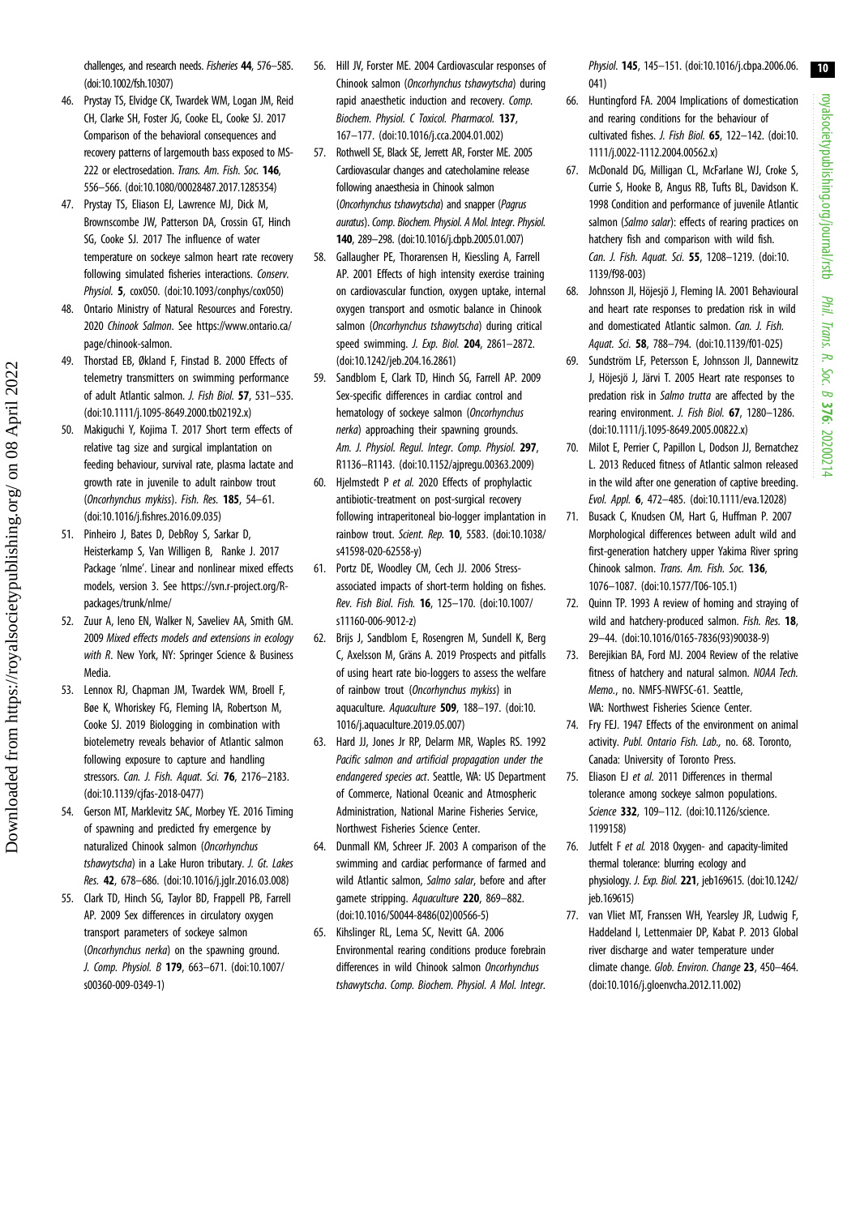challenges, and research needs. *Fisheries* **44**, 576–585. (doi:10.1002/fsh.10307)

46. Prystay TS, Elvidge CK, Twardek WM, Logan JM, Reid CH, Clarke SH, Foster JG, Cooke EL, Cooke SJ. 2017 Comparison of the behavioral consequences and recovery patterns of largemouth bass exposed to MS-222 or electrosedation. *Trans. Am. Fish. Soc.* **146**, 556–566. (doi:10.1080/00028487.2017.1285354)
47. Prystay TS, Eliason EJ, Lawrence MJ, Dick M, Brownscombe JW, Patterson DA, Crossin GT, Hinch SG, Cooke SJ. 2017 The influence of water temperature on sockeye salmon heart rate recovery following simulated fisheries interactions. *Conserv. Physiol.* **5**, cox050. (doi:10.1093/conphys/cox050)
48. Ontario Ministry of Natural Resources and Forestry. 2020 *Chinook Salmon*. See https://www.ontario.ca/page/chinook-salmon.
49. Thorstad EB, Økland F, Finstad B. 2000 Effects of telemetry transmitters on swimming performance of adult Atlantic salmon. *J. Fish Biol.* **57**, 531–535. (doi:10.1111/j.1095-8649.2000.tb02192.x)
50. Makiguchi Y, Kojima T. 2017 Short term effects of relative tag size and surgical implantation on feeding behaviour, survival rate, plasma lactate and growth rate in juvenile to adult rainbow trout (*Oncorhynchus mykiss*). *Fish. Res.* **185**, 54–61. (doi:10.1016/j.fishres.2016.09.035)
51. Pinheiro J, Bates D, DebRoy S, Sarkar D, Heisterkamp S, Van Willigen B, Ranke J. 2017 Package 'nlme'. Linear and nonlinear mixed effects models, version 3. See https://svn.r-project.org/R-packages/trunk/nlme/
52. Zuur A, Ieno EN, Walker N, Saveliev AA, Smith GM. 2009 *Mixed effects models and extensions in ecology with R*. New York, NY: Springer Science & Business Media.
53. Lennox RJ, Chapman JM, Twardek WM, Broell F, Bøe K, Whoriskey FG, Fleming IA, Robertson M, Cooke SJ. 2019 Biologging in combination with biotelemetry reveals behavior of Atlantic salmon following exposure to capture and handling stressors. *Can. J. Fish. Aquat. Sci.* **76**, 2176–2183. (doi:10.1139/cjfas-2018-0477)
54. Gerson MT, Marklevitz SAC, Morbey YE. 2016 Timing of spawning and predicted fry emergence by naturalized Chinook salmon (*Oncorhynchus tshawytscha*) in a Lake Huron tributary. *J. Gt. Lakes Res.* **42**, 678–686. (doi:10.1016/j.jglr.2016.03.008)
55. Clark TD, Hinch SG, Taylor BD, Frappell PB, Farrell AP. 2009 Sex differences in circulatory oxygen transport parameters of sockeye salmon (*Oncorhynchus nerka*) on the spawning ground. *J. Comp. Physiol. B* **179**, 663–671. (doi:10.1007/s00360-009-0349-1)
56. Hill JV, Forster ME. 2004 Cardiovascular responses of Chinook salmon (*Oncorhynchus tshawytscha*) during rapid anaesthetic induction and recovery. *Comp. Biochem. Physiol. C Toxicol. Pharmacol.* **137**, 167–177. (doi:10.1016/j.cca.2004.01.002)
57. Rothwell SE, Black SE, Jerrett AR, Forster ME. 2005 Cardiovascular changes and catecholamine release following anaesthesia in Chinook salmon (*Oncorhynchus tshawytscha*) and snapper (*Pagrus auratus*). *Comp. Biochem. Physiol. A Mol. Integr. Physiol.* **140**, 289–298. (doi:10.1016/j.cbpb.2005.01.007)
58. Gallaugher PE, Thorarensen H, Kiessling A, Farrell AP. 2001 Effects of high intensity exercise training on cardiovascular function, oxygen uptake, internal oxygen transport and osmotic balance in Chinook salmon (*Oncorhynchus tshawytscha*) during critical speed swimming. *J. Exp. Biol.* **204**, 2861–2872. (doi:10.1242/jeb.204.16.2861)
59. Sandblom E, Clark TD, Hinch SG, Farrell AP. 2009 Sex-specific differences in cardiac control and hematology of sockeye salmon (*Oncorhynchus nerka*) approaching their spawning grounds. *Am. J. Physiol. Regul. Integr. Comp. Physiol.* **297**, R1136–R1143. (doi:10.1152/ajpregu.00363.2009)
60. Hjelmstedt P *et al.* 2020 Effects of prophylactic antibiotic-treatment on post-surgical recovery following intraperitoneal bio-logger implantation in rainbow trout. *Scient. Rep.* **10**, 5583. (doi:10.1038/s41598-020-62558-y)
61. Portz DE, Woodley CM, Cech JJ. 2006 Stress-associated impacts of short-term holding on fishes. *Rev. Fish Biol. Fish.* **16**, 125–170. (doi:10.1007/s11160-006-9012-z)
62. Brijs J, Sandblom E, Rosengren M, Sundell K, Berg C, Axelsson M, Gräns A. 2019 Prospects and pitfalls of using heart rate bio-loggers to assess the welfare of rainbow trout (*Oncorhynchus mykiss*) in aquaculture. *Aquaculture* **509**, 188–197. (doi:10.1016/j.aquaculture.2019.05.007)
63. Hard JJ, Jones Jr RP, Delarm MR, Waples RS. 1992 *Pacific salmon and artificial propagation under the endangered species act*. Seattle, WA: US Department of Commerce, National Oceanic and Atmospheric Administration, National Marine Fisheries Service, Northwest Fisheries Science Center.
64. Dunmall KM, Schreer JF. 2003 A comparison of the swimming and cardiac performance of farmed and wild Atlantic salmon, *Salmo salar*, before and after gamete stripping. *Aquaculture* **220**, 869–882. (doi:10.1016/S0044-8486(02)00566-5)
65. Kihslinger RL, Lema SC, Nevitt GA. 2006 Environmental rearing conditions produce forebrain differences in wild Chinook salmon *Oncorhynchus tshawytscha*. *Comp. Biochem. Physiol. A Mol. Integr. Physiol.* **145**, 145–151. (doi:10.1016/j.cbpa.2006.06.041)
66. Huntingford FA. 2004 Implications of domestication and rearing conditions for the behaviour of cultivated fishes. *J. Fish Biol.* **65**, 122–142. (doi:10.1111/j.0022-1112.2004.00562.x)
67. McDonald DG, Milligan CL, McFarlane WJ, Croke S, Currie S, Hooke B, Angus RB, Tufts BL, Davidson K. 1998 Condition and performance of juvenile Atlantic salmon (*Salmo salar*): effects of rearing practices on hatchery fish and comparison with wild fish. *Can. J. Fish. Aquat. Sci.* **55**, 1208–1219. (doi:10.1139/f98-003)
68. Johnsson JI, Höjesjö J, Fleming IA. 2001 Behavioural and heart rate responses to predation risk in wild and domesticated Atlantic salmon. *Can. J. Fish. Aquat. Sci.* **58**, 788–794. (doi:10.1139/f01-025)
69. Sundström LF, Petersson E, Johnsson JI, Dannewitz J, Höjesjö J, Järvi T. 2005 Heart rate responses to predation risk in *Salmo trutta* are affected by the rearing environment. *J. Fish Biol.* **67**, 1280–1286. (doi:10.1111/j.1095-8649.2005.00822.x)
70. Milot E, Perrier C, Papillon L, Dodson JJ, Bernatchez L. 2013 Reduced fitness of Atlantic salmon released in the wild after one generation of captive breeding. *Evol. Appl.* **6**, 472–485. (doi:10.1111/eva.12028)
71. Busack C, Knudsen CM, Hart G, Huffman P. 2007 Morphological differences between adult wild and first-generation hatchery upper Yakima River spring Chinook salmon. *Trans. Am. Fish. Soc.* **136**, 1076–1087. (doi:10.1577/T06-105.1)
72. Quinn TP. 1993 A review of homing and straying of wild and hatchery-produced salmon. *Fish. Res.* **18**, 29–44. (doi:10.1016/0165-7836(93)90038-9)
73. Berejikian BA, Ford MJ. 2004 Review of the relative fitness of hatchery and natural salmon. *NOAA Tech. Memo.*, no. NMFS-NWFSC-61. Seattle, WA: Northwest Fisheries Science Center.
74. Fry FEJ. 1947 Effects of the environment on animal activity. *Publ. Ontario Fish. Lab.*, no. 68. Toronto, Canada: University of Toronto Press.
75. Eliason EJ *et al.* 2011 Differences in thermal tolerance among sockeye salmon populations. *Science* **332**, 109–112. (doi:10.1126/science.1199158)
76. Jutfelt F *et al.* 2018 Oxygen- and capacity-limited thermal tolerance: blurring ecology and physiology. *J. Exp. Biol.* **221**, jeb169615. (doi:10.1242/jeb.169615)
77. van Vliet MT, Franssen WH, Yearsley JR, Ludwig F, Haddeland I, Lettenmaier DP, Kabat P. 2013 Global river discharge and water temperature under climate change. *Glob. Environ. Change* **23**, 450–464. (doi:10.1016/j.gloenvcha.2012.11.002)